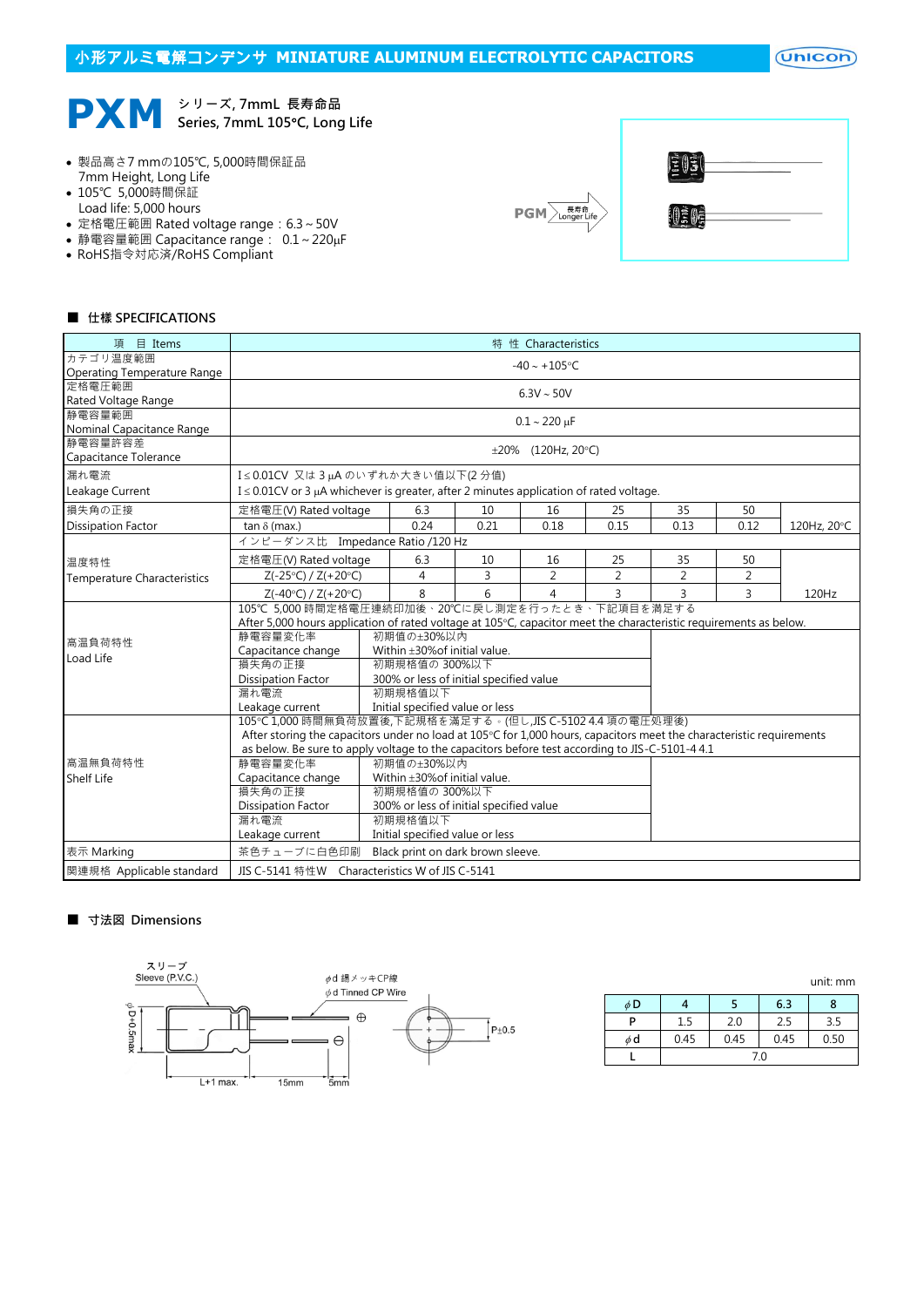## 小形アルミ電解コンデンサ MINIATURE ALUMINUM ELECTROLYTIC CAPACITORS

# PXM

シリーズ, 7mmL 長寿命品
Series, 7mmL 105°C, Long Life

- 製品高さ7 mmの105℃, 5,000時間保証品
  7mm Height, Long Life
- 105℃ 5,000時間保証
  Load life: 5,000 hours
- 定格電圧範囲 Rated voltage range：6.3 ~ 50V
- 静電容量範囲 Capacitance range： 0.1 ~ 220μF
- RoHS指令対応済/RoHS Compliant

PGM → 長寿命 Longer Life

### ■ 仕様 SPECIFICATIONS

| 項　目 Items | 特　性 Characteristics | | | | | | | |
|---|---|---|---|---|---|---|---|---|
| カテゴリ温度範囲 Operating Temperature Range | -40 ~ +105°C | | | | | | | |
| 定格電圧範囲 Rated Voltage Range | 6.3V ~ 50V | | | | | | | |
| 静電容量範囲 Nominal Capacitance Range | 0.1 ~ 220 μF | | | | | | | |
| 静電容量許容差 Capacitance Tolerance | ±20%　(120Hz, 20°C) | | | | | | | |
| 漏れ電流 Leakage Current | I ≤ 0.01CV 又は 3 μA のいずれか大きい値以下(2 分値) I ≤ 0.01CV or 3 μA whichever is greater, after 2 minutes application of rated voltage. | | | | | | | |
| 損失角の正接 Dissipation Factor | 定格電圧(V) Rated voltage | 6.3 | 10 | 16 | 25 | 35 | 50 | 120Hz, 20°C |
| | tan δ (max.) | 0.24 | 0.21 | 0.18 | 0.15 | 0.13 | 0.12 | |
| 温度特性 Temperature Characteristics | インピーダンス比　Impedance Ratio /120 Hz | | | | | | | |
| | 定格電圧(V) Rated voltage | 6.3 | 10 | 16 | 25 | 35 | 50 | 120Hz |
| | Z(-25°C) / Z(+20°C) | 4 | 3 | 2 | 2 | 2 | 2 | |
| | Z(-40°C) / Z(+20°C) | 8 | 6 | 4 | 3 | 3 | 3 | |
| 高温負荷特性 Load Life | 105℃ 5,000 時間定格電圧連続印加後、20℃に戻し測定を行ったとき、下記項目を満足する After 5,000 hours application of rated voltage at 105°C, capacitor meet the characteristic requirements as below. | | | | | | | |
| | 静電容量変化率 Capacitance change | 初期値の±30%以内 Within ±30%of initial value. | | | | | | |
| | 損失角の正接 Dissipation Factor | 初期規格値の 300%以下 300% or less of initial specified value | | | | | | |
| | 漏れ電流 Leakage current | 初期規格値以下 Initial specified value or less | | | | | | |
| 高温無負荷特性 Shelf Life | 105°C 1,000 時間無負荷放置後,下記規格を満足する。(但し,JIS C-5102 4.4 項の電圧処理後) After storing the capacitors under no load at 105°C for 1,000 hours, capacitors meet the characteristic requirements as below. Be sure to apply voltage to the capacitors before test according to JIS-C-5101-4 4.1 | | | | | | | |
| | 静電容量変化率 Capacitance change | 初期値の±30%以内 Within ±30%of initial value. | | | | | | |
| | 損失角の正接 Dissipation Factor | 初期規格値の 300%以下 300% or less of initial specified value | | | | | | |
| | 漏れ電流 Leakage current | 初期規格値以下 Initial specified value or less | | | | | | |
| 表示 Marking | 茶色チューブに白色印刷　Black print on dark brown sleeve. | | | | | | | |
| 関連規格 Applicable standard | JIS C-5141 特性W　Characteristics W of JIS C-5141 | | | | | | | |

### ■ 寸法図 Dimensions

スリーブ Sleeve (P.V.C.)　φd 錫メッキCP線 φd Tinned CP Wire　φD+0.5max　L+1 max.　15mm　5mm　P±0.5

unit: mm

| φD | 4 | 5 | 6.3 | 8 |
|---|---|---|---|---|
| P | 1.5 | 2.0 | 2.5 | 3.5 |
| φd | 0.45 | 0.45 | 0.45 | 0.50 |
| L | 7.0 | | | |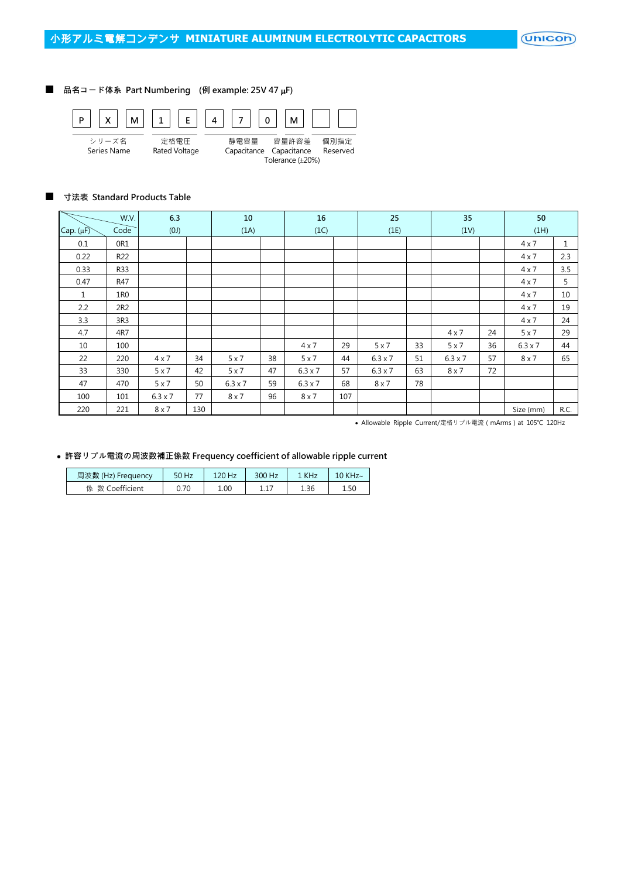## 小形アルミ電解コンデンサ MINIATURE ALUMINUM ELECTROLYTIC CAPACITORS

### ■ 品名コード体系 Part Numbering (例 example: 25V 47 μF)

| P | X | M | 1 | E | 4 | 7 | 0 | M | | |
|---|---|---|---|---|---|---|---|---|---|---|
| シリーズ名 Series Name | | | 定格電圧 Rated Voltage | | 静電容量 Capacitance | | | 容量許容差 Capacitance Tolerance (±20%) | 個別指定 Reserved | |

### ■ 寸法表 Standard Products Table

| Cap. (μF) | W.V. Code | 6.3 (0J) | | 10 (1A) | | 16 (1C) | | 25 (1E) | | 35 (1V) | | 50 (1H) | |
|---|---|---|---|---|---|---|---|---|---|---|---|---|---|
| 0.1 | 0R1 | | | | | | | | | | | 4 x 7 | 1 |
| 0.22 | R22 | | | | | | | | | | | 4 x 7 | 2.3 |
| 0.33 | R33 | | | | | | | | | | | 4 x 7 | 3.5 |
| 0.47 | R47 | | | | | | | | | | | 4 x 7 | 5 |
| 1 | 1R0 | | | | | | | | | | | 4 x 7 | 10 |
| 2.2 | 2R2 | | | | | | | | | | | 4 x 7 | 19 |
| 3.3 | 3R3 | | | | | | | | | | | 4 x 7 | 24 |
| 4.7 | 4R7 | | | | | | | | | 4 x 7 | 24 | 5 x 7 | 29 |
| 10 | 100 | | | | | 4 x 7 | 29 | 5 x 7 | 33 | 5 x 7 | 36 | 6.3 x 7 | 44 |
| 22 | 220 | 4 x 7 | 34 | 5 x 7 | 38 | 5 x 7 | 44 | 6.3 x 7 | 51 | 6.3 x 7 | 57 | 8 x 7 | 65 |
| 33 | 330 | 5 x 7 | 42 | 5 x 7 | 47 | 6.3 x 7 | 57 | 6.3 x 7 | 63 | 8 x 7 | 72 | | |
| 47 | 470 | 5 x 7 | 50 | 6.3 x 7 | 59 | 6.3 x 7 | 68 | 8 x 7 | 78 | | | | |
| 100 | 101 | 6.3 x 7 | 77 | 8 x 7 | 96 | 8 x 7 | 107 | | | | | | |
| 220 | 221 | 8 x 7 | 130 | | | | | | | | | Size (mm) | R.C. |

• Allowable Ripple Current/定格リプル電流 ( mArms ) at 105℃ 120Hz

### • 許容リプル電流の周波数補正係数 Frequency coefficient of allowable ripple current

| 周波数 (Hz) Frequency | 50 Hz | 120 Hz | 300 Hz | 1 KHz | 10 KHz~ |
|---|---|---|---|---|---|
| 係 数 Coefficient | 0.70 | 1.00 | 1.17 | 1.36 | 1.50 |